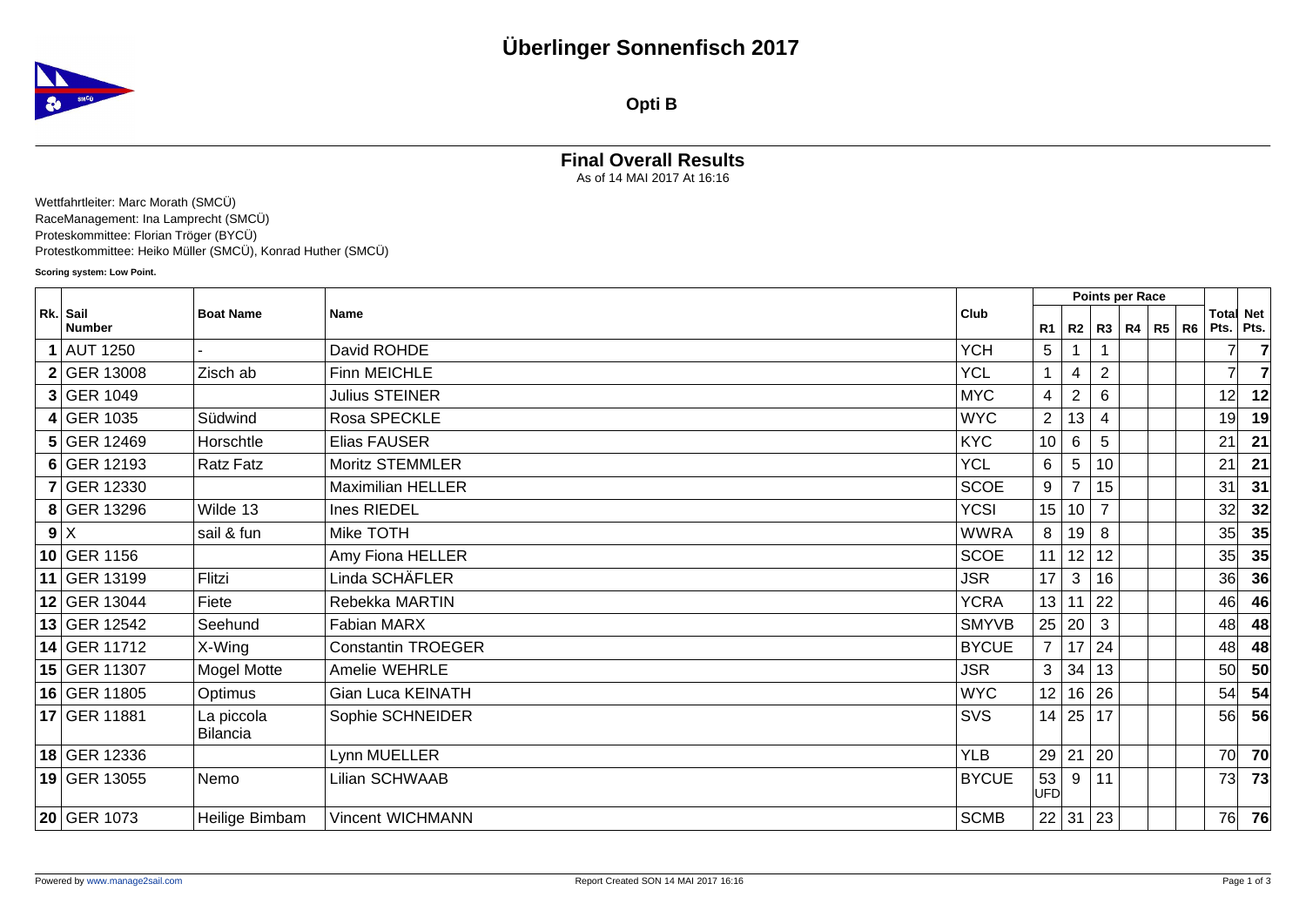# Überlinger Sonnenfisch 2017

## Opti B

### Final Overall Results

As of 14 MAI 2017 At 16:16

Wettfahrtleiter: Marc Morath (SMCÜ)
RaceManagement: Ina Lamprecht (SMCÜ)
Proteskommittee: Florian Tröger (BYCÜ)
Protestkommittee: Heiko Müller (SMCÜ), Konrad Huther (SMCÜ)

**Scoring system: Low Point.**

| Rk. | Sail Number | Boat Name | Name | Club | Points per Race | | | | | | Total Pts. | Net Pts. |
|---|---|---|---|---|---|---|---|---|---|---|---|---|
| | | | | | R1 | R2 | R3 | R4 | R5 | R6 | | |
| **1** | AUT 1250 | - | David ROHDE | YCH | 5 | 1 | 1 | | | | 7 | **7** |
| **2** | GER 13008 | Zisch ab | Finn MEICHLE | YCL | 1 | 4 | 2 | | | | 7 | **7** |
| **3** | GER 1049 | | Julius STEINER | MYC | 4 | 2 | 6 | | | | 12 | **12** |
| **4** | GER 1035 | Südwind | Rosa SPECKLE | WYC | 2 | 13 | 4 | | | | 19 | **19** |
| **5** | GER 12469 | Horschtle | Elias FAUSER | KYC | 10 | 6 | 5 | | | | 21 | **21** |
| **6** | GER 12193 | Ratz Fatz | Moritz STEMMLER | YCL | 6 | 5 | 10 | | | | 21 | **21** |
| **7** | GER 12330 | | Maximilian HELLER | SCOE | 9 | 7 | 15 | | | | 31 | **31** |
| **8** | GER 13296 | Wilde 13 | Ines RIEDEL | YCSI | 15 | 10 | 7 | | | | 32 | **32** |
| **9** | X | sail & fun | Mike TOTH | WWRA | 8 | 19 | 8 | | | | 35 | **35** |
| **10** | GER 1156 | | Amy Fiona HELLER | SCOE | 11 | 12 | 12 | | | | 35 | **35** |
| **11** | GER 13199 | Flitzi | Linda SCHÄFLER | JSR | 17 | 3 | 16 | | | | 36 | **36** |
| **12** | GER 13044 | Fiete | Rebekka MARTIN | YCRA | 13 | 11 | 22 | | | | 46 | **46** |
| **13** | GER 12542 | Seehund | Fabian MARX | SMYVB | 25 | 20 | 3 | | | | 48 | **48** |
| **14** | GER 11712 | X-Wing | Constantin TROEGER | BYCUE | 7 | 17 | 24 | | | | 48 | **48** |
| **15** | GER 11307 | Mogel Motte | Amelie WEHRLE | JSR | 3 | 34 | 13 | | | | 50 | **50** |
| **16** | GER 11805 | Optimus | Gian Luca KEINATH | WYC | 12 | 16 | 26 | | | | 54 | **54** |
| **17** | GER 11881 | La piccola Bilancia | Sophie SCHNEIDER | SVS | 14 | 25 | 17 | | | | 56 | **56** |
| **18** | GER 12336 | | Lynn MUELLER | YLB | 29 | 21 | 20 | | | | 70 | **70** |
| **19** | GER 13055 | Nemo | Lilian SCHWAAB | BYCUE | 53 UFD | 9 | 11 | | | | 73 | **73** |
| **20** | GER 1073 | Heilige Bimbam | Vincent WICHMANN | SCMB | 22 | 31 | 23 | | | | 76 | **76** |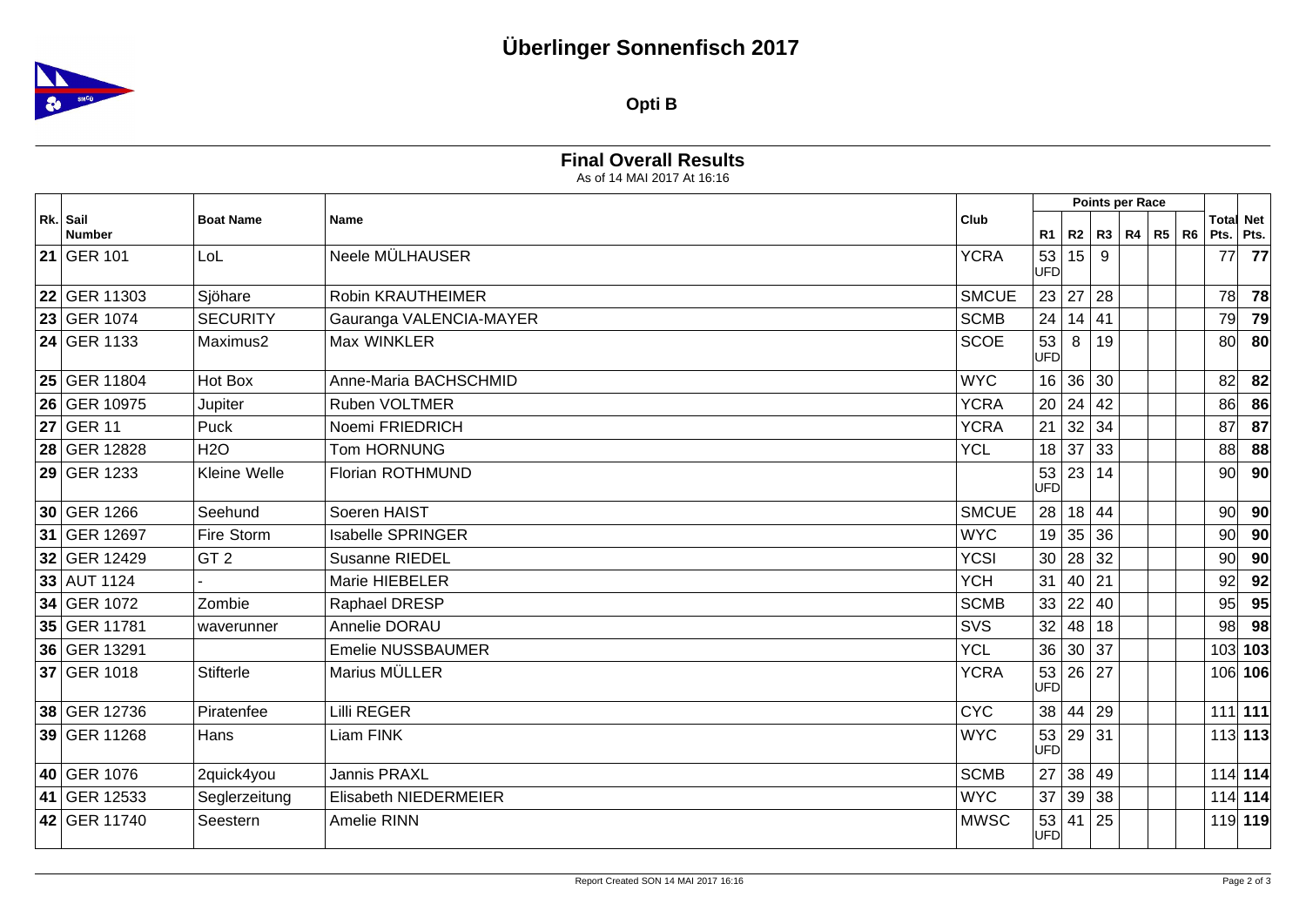# Überlinger Sonnenfisch 2017

## Opti B

### Final Overall Results

As of 14 MAI 2017 At 16:16

| Rk. | Sail Number | Boat Name | Name | Club | Points per Race | | | | | | Total Pts. | Net Pts. |
|---|---|---|---|---|---|---|---|---|---|---|---|---|
| | | | | | R1 | R2 | R3 | R4 | R5 | R6 | | |
| 21 | GER 101 | LoL | Neele MÜLHAUSER | YCRA | 53 UFD | 15 | 9 | | | | 77 | 77 |
| 22 | GER 11303 | Sjöhare | Robin KRAUTHEIMER | SMCUE | 23 | 27 | 28 | | | | 78 | 78 |
| 23 | GER 1074 | SECURITY | Gauranga VALENCIA-MAYER | SCMB | 24 | 14 | 41 | | | | 79 | 79 |
| 24 | GER 1133 | Maximus2 | Max WINKLER | SCOE | 53 UFD | 8 | 19 | | | | 80 | 80 |
| 25 | GER 11804 | Hot Box | Anne-Maria BACHSCHMID | WYC | 16 | 36 | 30 | | | | 82 | 82 |
| 26 | GER 10975 | Jupiter | Ruben VOLTMER | YCRA | 20 | 24 | 42 | | | | 86 | 86 |
| 27 | GER 11 | Puck | Noemi FRIEDRICH | YCRA | 21 | 32 | 34 | | | | 87 | 87 |
| 28 | GER 12828 | H2O | Tom HORNUNG | YCL | 18 | 37 | 33 | | | | 88 | 88 |
| 29 | GER 1233 | Kleine Welle | Florian ROTHMUND | | 53 UFD | 23 | 14 | | | | 90 | 90 |
| 30 | GER 1266 | Seehund | Soeren HAIST | SMCUE | 28 | 18 | 44 | | | | 90 | 90 |
| 31 | GER 12697 | Fire Storm | Isabelle SPRINGER | WYC | 19 | 35 | 36 | | | | 90 | 90 |
| 32 | GER 12429 | GT 2 | Susanne RIEDEL | YCSI | 30 | 28 | 32 | | | | 90 | 90 |
| 33 | AUT 1124 | - | Marie HIEBELER | YCH | 31 | 40 | 21 | | | | 92 | 92 |
| 34 | GER 1072 | Zombie | Raphael DRESP | SCMB | 33 | 22 | 40 | | | | 95 | 95 |
| 35 | GER 11781 | waverunner | Annelie DORAU | SVS | 32 | 48 | 18 | | | | 98 | 98 |
| 36 | GER 13291 | | Emelie NUSSBAUMER | YCL | 36 | 30 | 37 | | | | 103 | 103 |
| 37 | GER 1018 | Stifterle | Marius MÜLLER | YCRA | 53 UFD | 26 | 27 | | | | 106 | 106 |
| 38 | GER 12736 | Piratenfee | Lilli REGER | CYC | 38 | 44 | 29 | | | | 111 | 111 |
| 39 | GER 11268 | Hans | Liam FINK | WYC | 53 UFD | 29 | 31 | | | | 113 | 113 |
| 40 | GER 1076 | 2quick4you | Jannis PRAXL | SCMB | 27 | 38 | 49 | | | | 114 | 114 |
| 41 | GER 12533 | Seglerzeitung | Elisabeth NIEDERMEIER | WYC | 37 | 39 | 38 | | | | 114 | 114 |
| 42 | GER 11740 | Seestern | Amelie RINN | MWSC | 53 UFD | 41 | 25 | | | | 119 | 119 |

Report Created SON 14 MAI 2017 16:16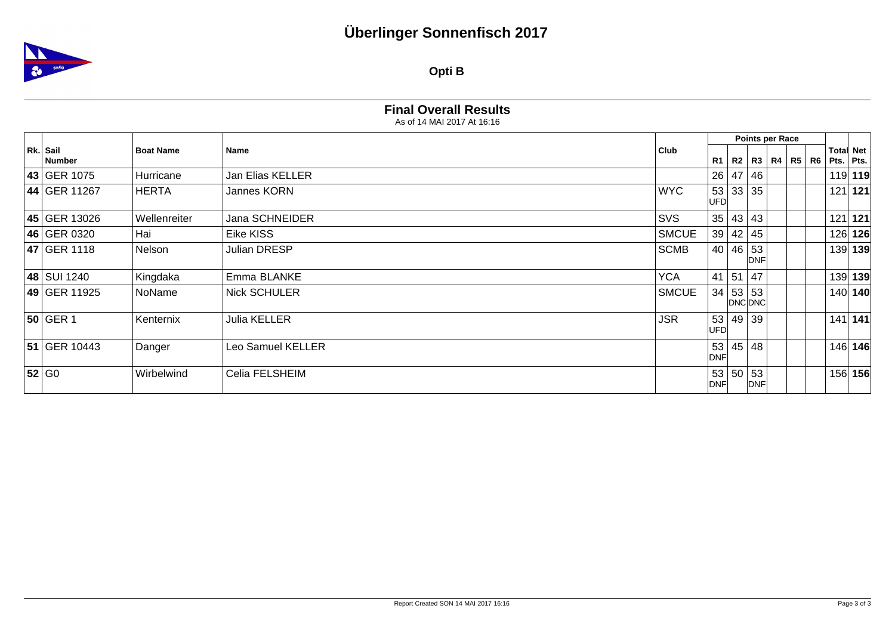# Überlinger Sonnenfisch 2017

## Opti B

### Final Overall Results

As of 14 MAI 2017 At 16:16

| Rk. | Sail Number | Boat Name | Name | Club | Points per Race R1 | R2 | R3 | R4 | R5 | R6 | Total Pts. | Net Pts. |
|---|---|---|---|---|---|---|---|---|---|---|---|---|
| **43** | GER 1075 | Hurricane | Jan Elias KELLER | | 26 | 47 | 46 | | | | 119 | **119** |
| **44** | GER 11267 | HERTA | Jannes KORN | WYC | 53 UFD | 33 | 35 | | | | 121 | **121** |
| **45** | GER 13026 | Wellenreiter | Jana SCHNEIDER | SVS | 35 | 43 | 43 | | | | 121 | **121** |
| **46** | GER 0320 | Hai | Eike KISS | SMCUE | 39 | 42 | 45 | | | | 126 | **126** |
| **47** | GER 1118 | Nelson | Julian DRESP | SCMB | 40 | 46 | 53 DNF | | | | 139 | **139** |
| **48** | SUI 1240 | Kingdaka | Emma BLANKE | YCA | 41 | 51 | 47 | | | | 139 | **139** |
| **49** | GER 11925 | NoName | Nick SCHULER | SMCUE | 34 | 53 DNC | 53 DNC | | | | 140 | **140** |
| **50** | GER 1 | Kenternix | Julia KELLER | JSR | 53 UFD | 49 | 39 | | | | 141 | **141** |
| **51** | GER 10443 | Danger | Leo Samuel KELLER | | 53 DNF | 45 | 48 | | | | 146 | **146** |
| **52** | G0 | Wirbelwind | Celia FELSHEIM | | 53 DNF | 50 | 53 DNF | | | | 156 | **156** |

Report Created SON 14 MAI 2017 16:16